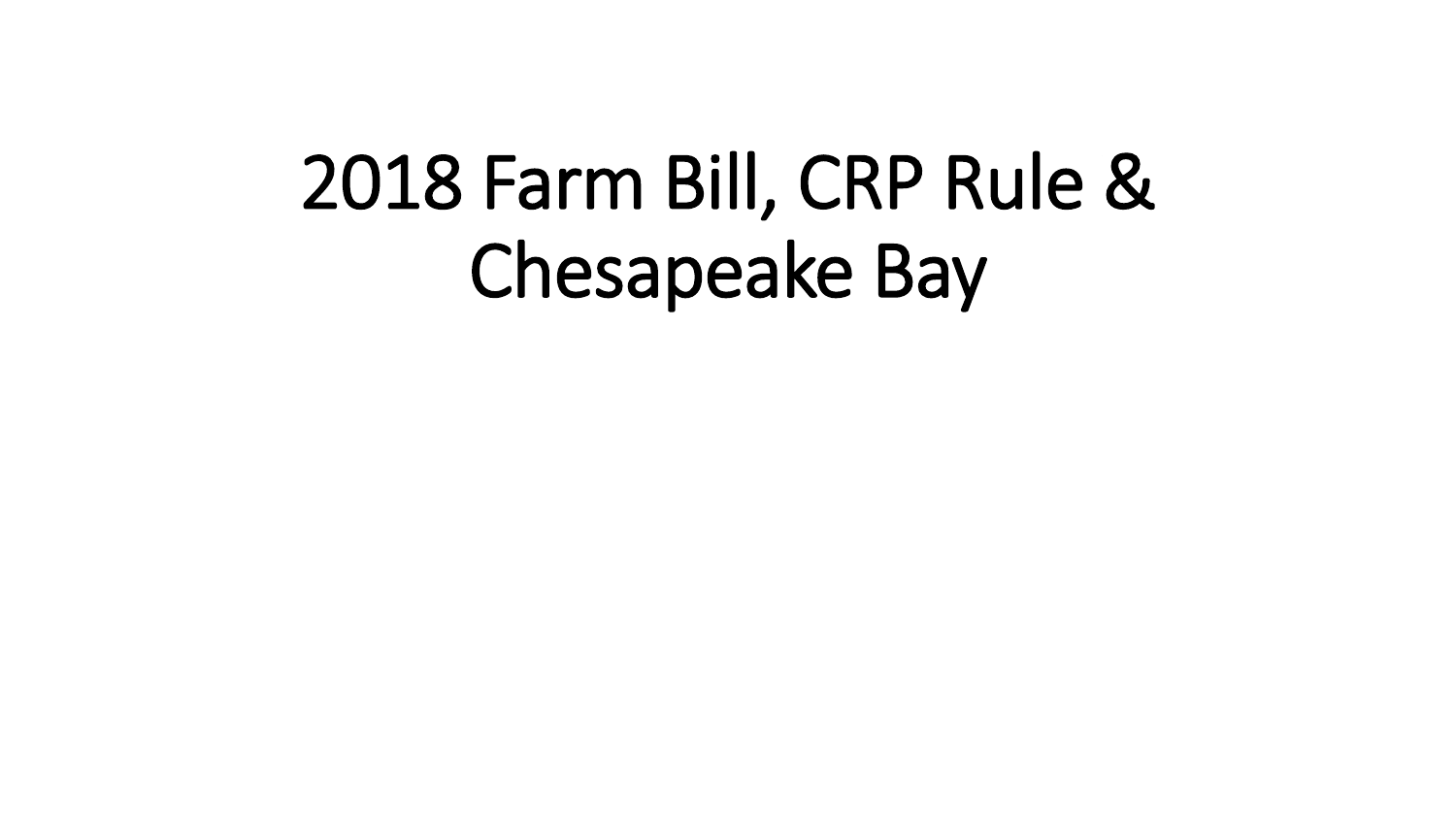# 2018 Farm Bill, CRP Rule & Chesapeake Bay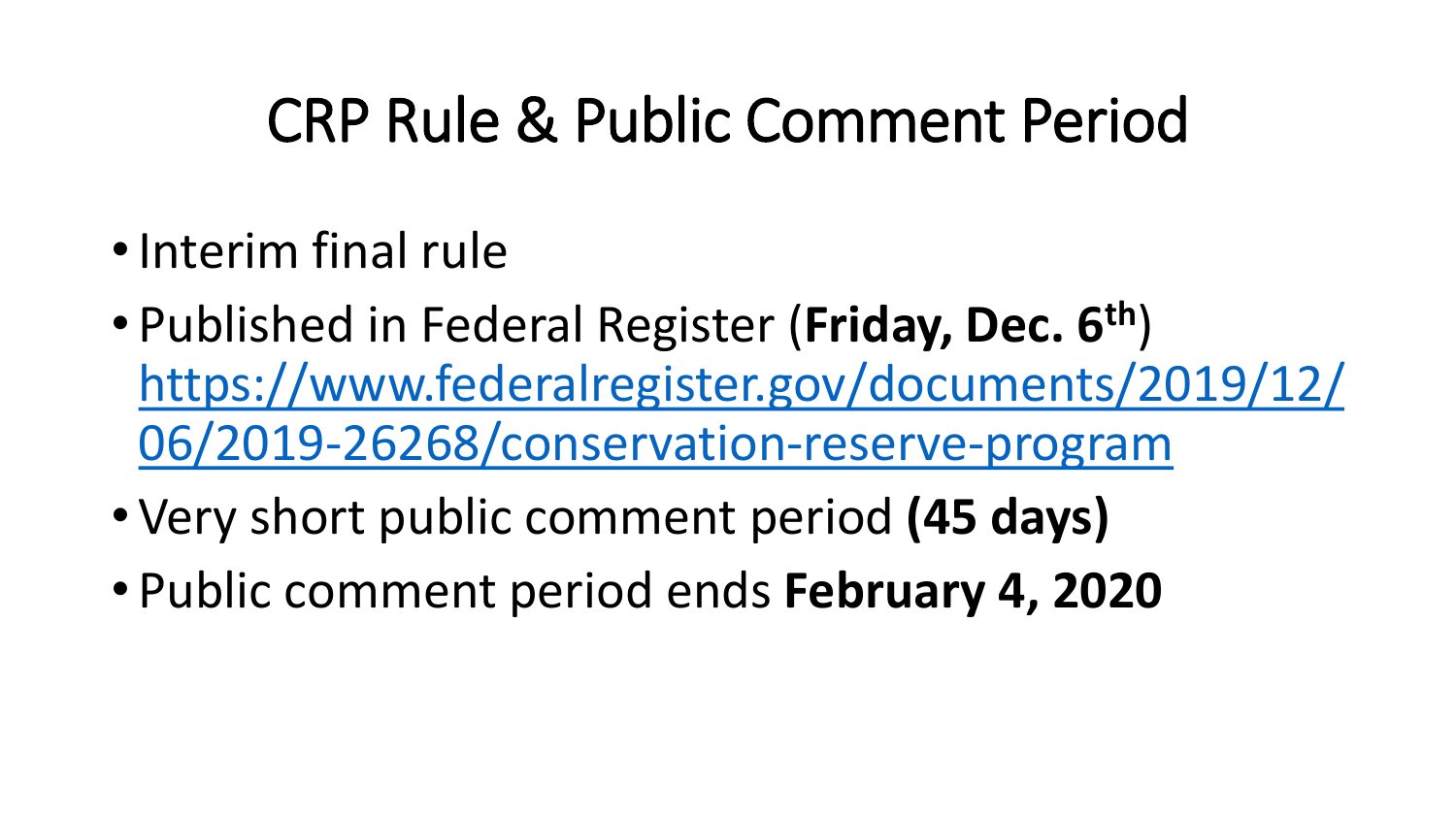# CRP Rule & Public Comment Period

- Interim final rule
- Published in Federal Register (**Friday, Dec. 6th**) [https://www.federalregister.gov/documents/2019/12/06/2019-26268/conservation-reserve-program](https://www.federalregister.gov/documents/2019/12/06/2019-26268/conservation-reserve-program)
- Very short public comment period **(45 days)**
- Public comment period ends **February 4, 2020**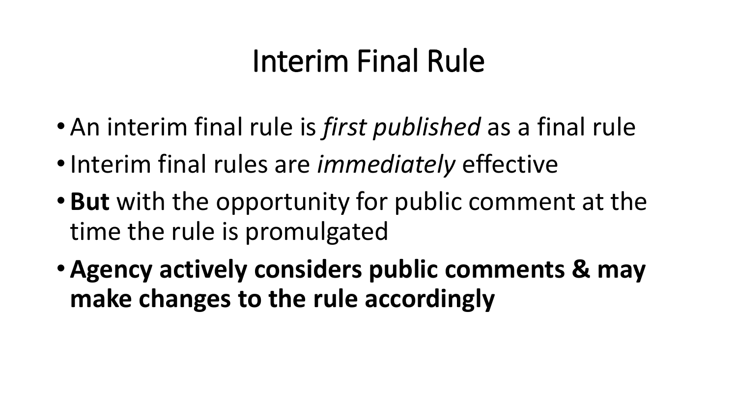# Interim Final Rule

- An interim final rule is *first published* as a final rule
- Interim final rules are *immediately* effective
- **But** with the opportunity for public comment at the time the rule is promulgated
- **Agency actively considers public comments & may make changes to the rule accordingly**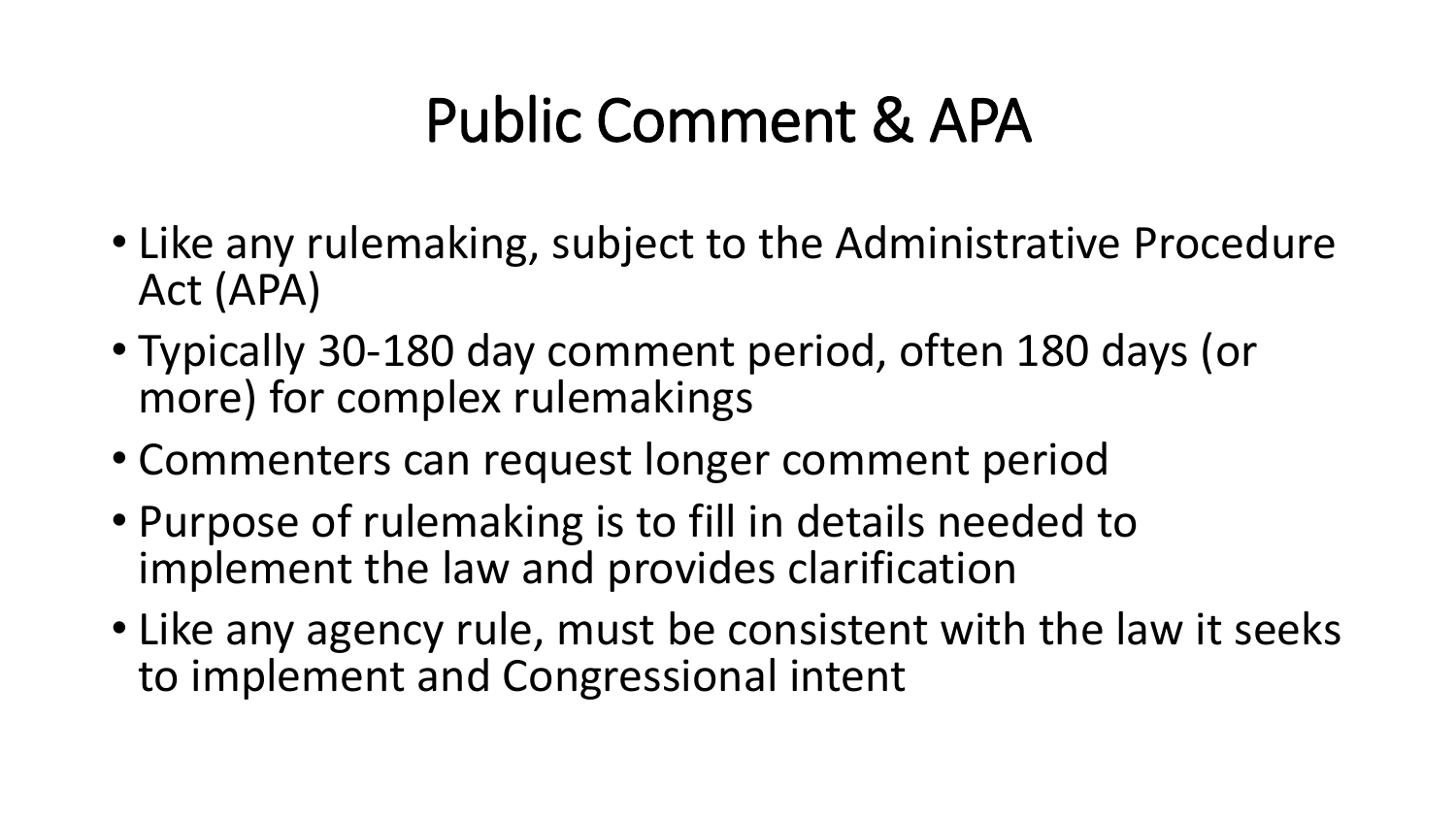# Public Comment & APA

- Like any rulemaking, subject to the Administrative Procedure Act (APA)
- Typically 30-180 day comment period, often 180 days (or more) for complex rulemakings
- Commenters can request longer comment period
- Purpose of rulemaking is to fill in details needed to implement the law and provides clarification
- Like any agency rule, must be consistent with the law it seeks to implement and Congressional intent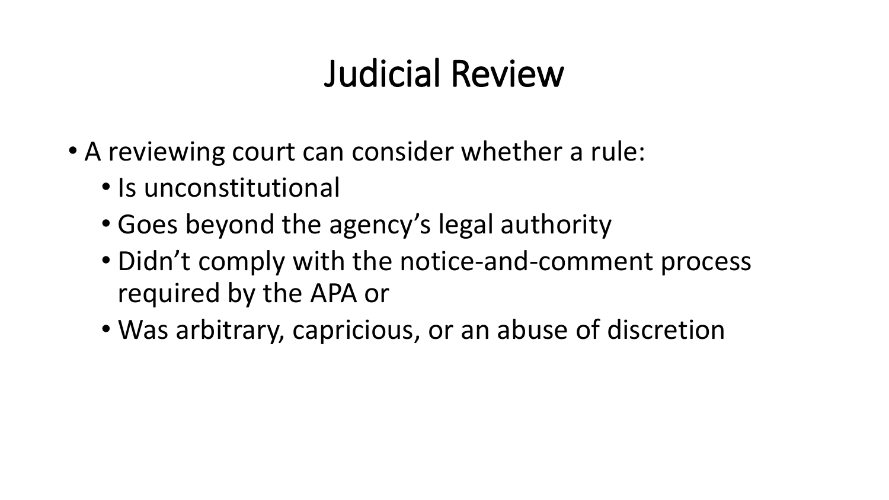# Judicial Review

- A reviewing court can consider whether a rule:
  - Is unconstitutional
  - Goes beyond the agency's legal authority
  - Didn't comply with the notice-and-comment process required by the APA or
  - Was arbitrary, capricious, or an abuse of discretion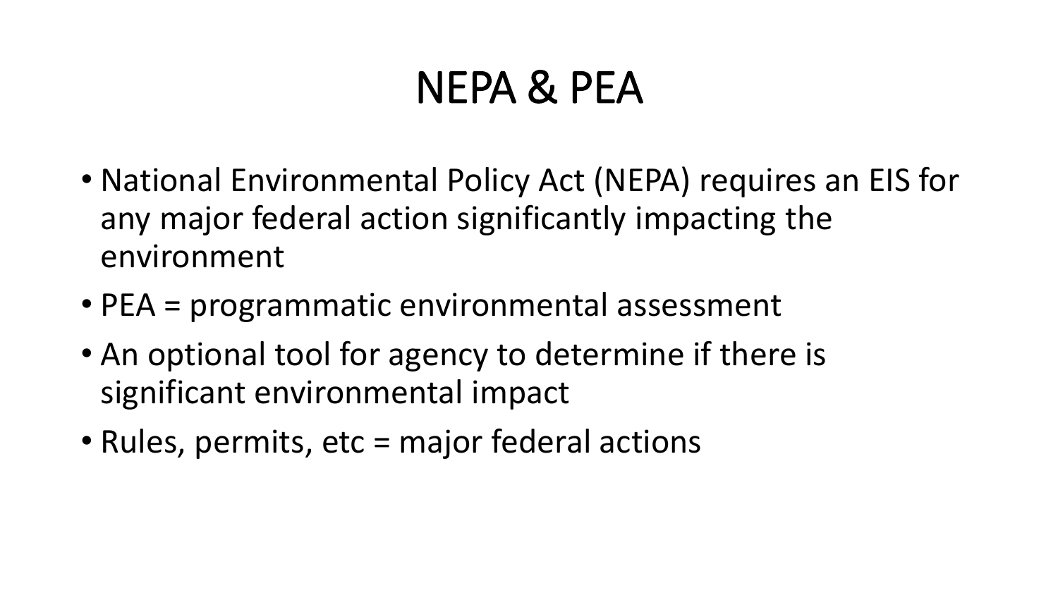# NEPA & PEA

- National Environmental Policy Act (NEPA) requires an EIS for any major federal action significantly impacting the environment
- PEA = programmatic environmental assessment
- An optional tool for agency to determine if there is significant environmental impact
- Rules, permits, etc = major federal actions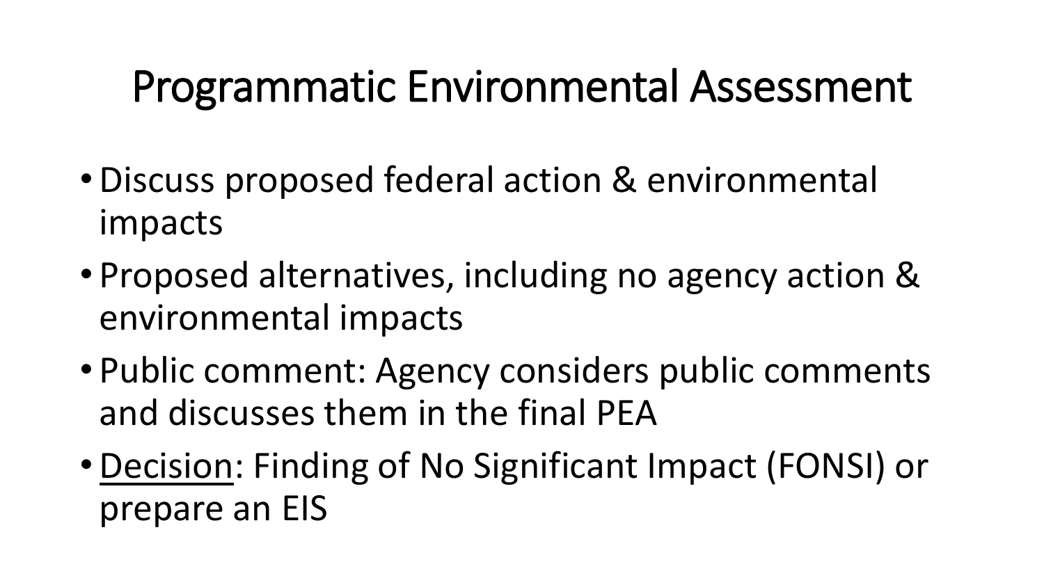# Programmatic Environmental Assessment

- Discuss proposed federal action & environmental impacts
- Proposed alternatives, including no agency action & environmental impacts
- Public comment: Agency considers public comments and discusses them in the final PEA
- <u>Decision</u>: Finding of No Significant Impact (FONSI) or prepare an EIS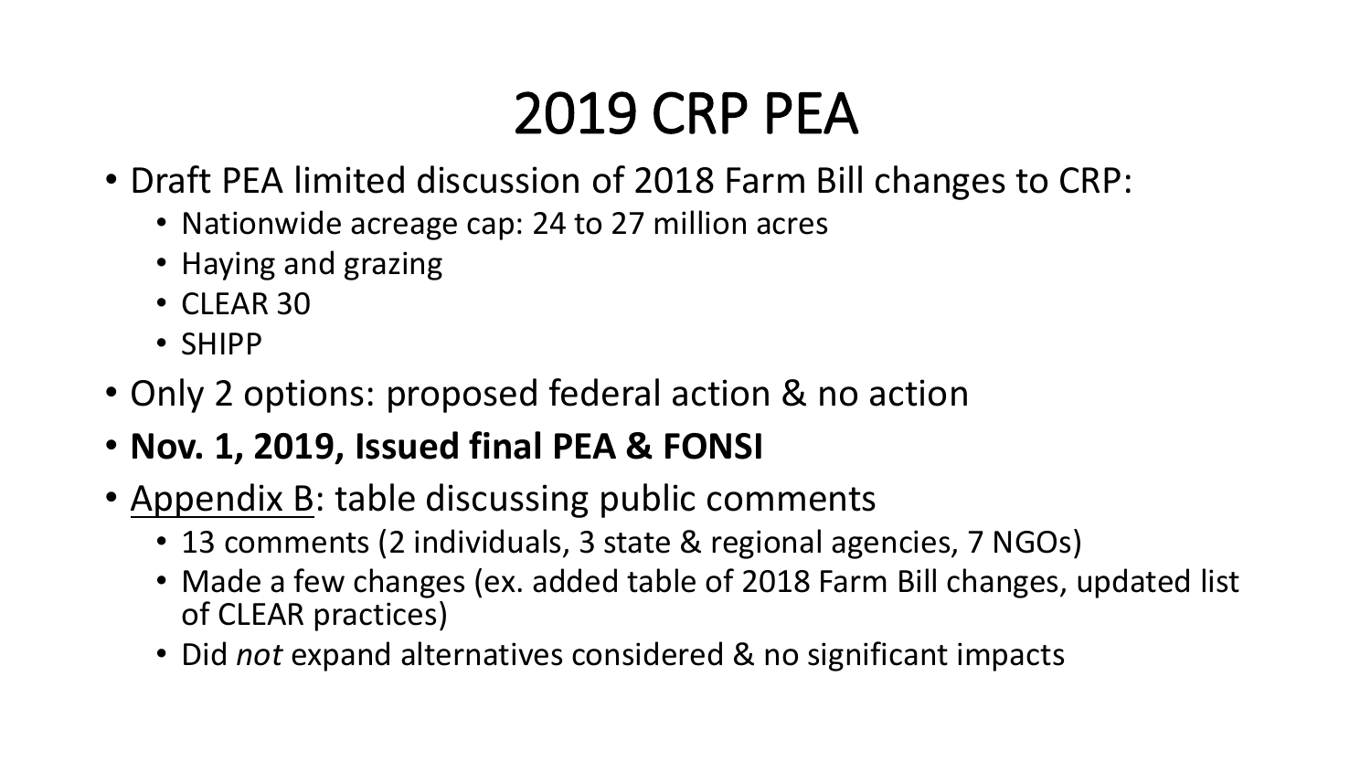# 2019 CRP PEA

- Draft PEA limited discussion of 2018 Farm Bill changes to CRP:
  - Nationwide acreage cap: 24 to 27 million acres
  - Haying and grazing
  - CLEAR 30
  - SHIPP
- Only 2 options: proposed federal action & no action
- **Nov. 1, 2019, Issued final PEA & FONSI**
- <u>Appendix B</u>: table discussing public comments
  - 13 comments (2 individuals, 3 state & regional agencies, 7 NGOs)
  - Made a few changes (ex. added table of 2018 Farm Bill changes, updated list of CLEAR practices)
  - Did *not* expand alternatives considered & no significant impacts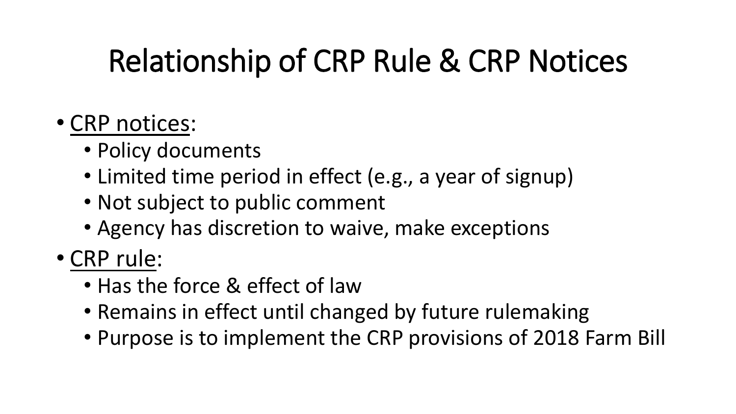# Relationship of CRP Rule & CRP Notices

- <u>CRP notices</u>:
  - Policy documents
  - Limited time period in effect (e.g., a year of signup)
  - Not subject to public comment
  - Agency has discretion to waive, make exceptions
- <u>CRP rule</u>:
  - Has the force & effect of law
  - Remains in effect until changed by future rulemaking
  - Purpose is to implement the CRP provisions of 2018 Farm Bill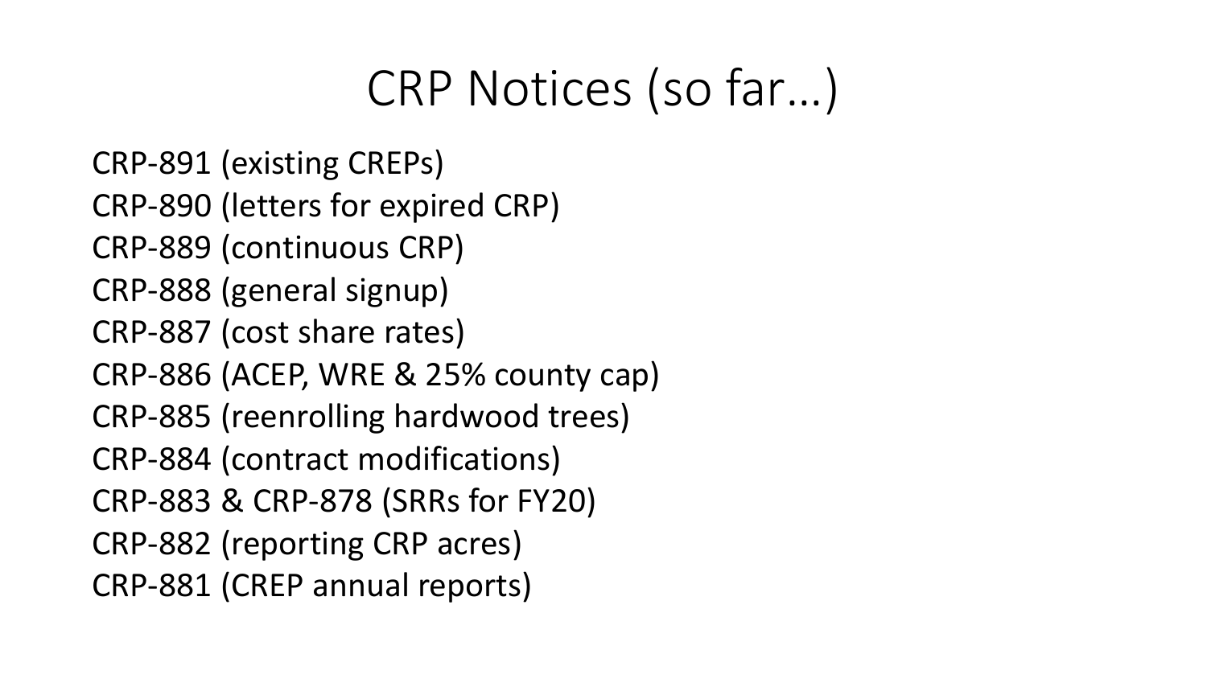# CRP Notices (so far…)

CRP-891 (existing CREPs)
CRP-890 (letters for expired CRP)
CRP-889 (continuous CRP)
CRP-888 (general signup)
CRP-887 (cost share rates)
CRP-886 (ACEP, WRE & 25% county cap)
CRP-885 (reenrolling hardwood trees)
CRP-884 (contract modifications)
CRP-883 & CRP-878 (SRRs for FY20)
CRP-882 (reporting CRP acres)
CRP-881 (CREP annual reports)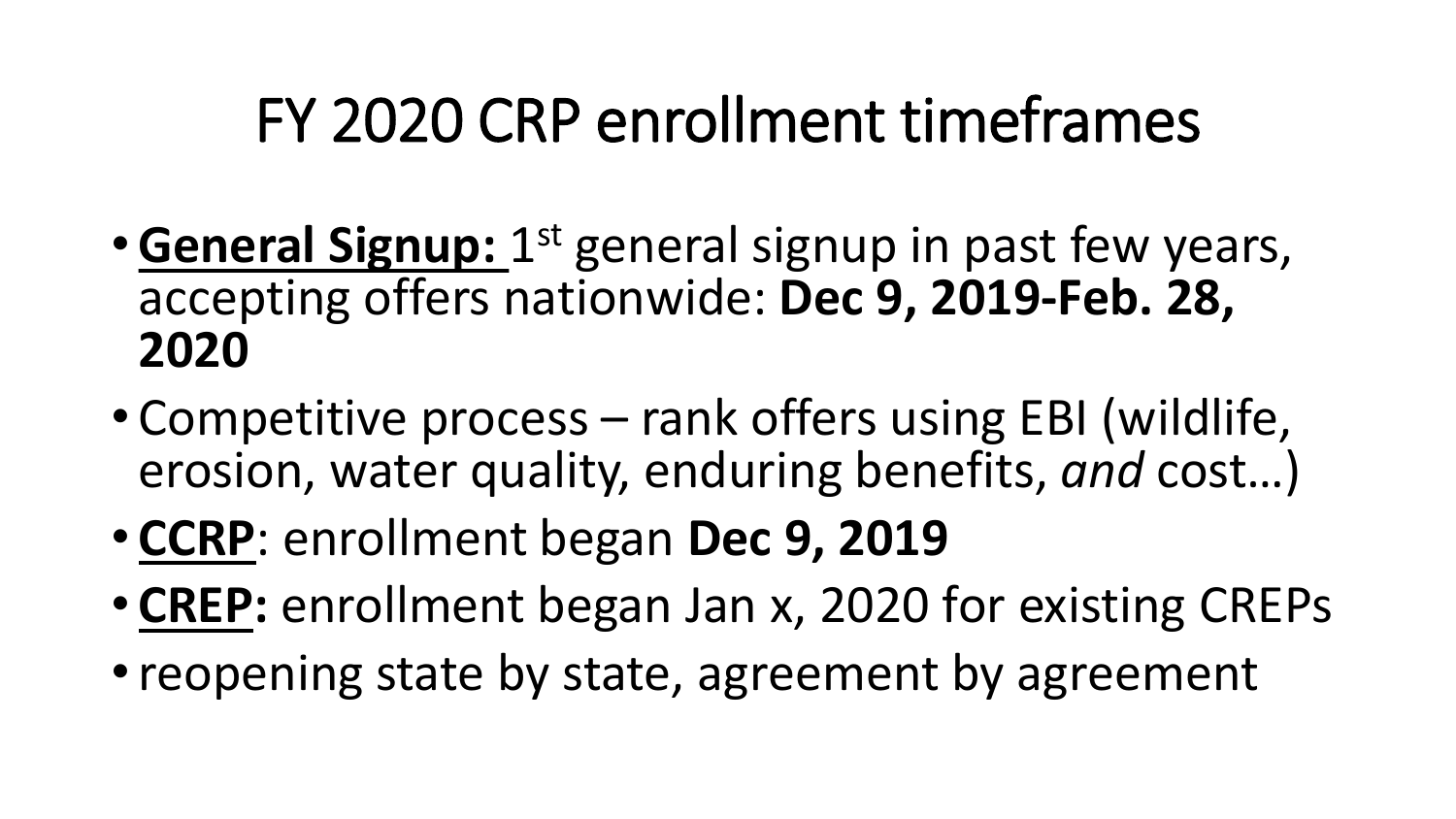# FY 2020 CRP enrollment timeframes

- **General Signup:** 1st general signup in past few years, accepting offers nationwide: **Dec 9, 2019-Feb. 28, 2020**
- Competitive process – rank offers using EBI (wildlife, erosion, water quality, enduring benefits, *and* cost…)
- **CCRP**: enrollment began **Dec 9, 2019**
- **CREP:** enrollment began Jan x, 2020 for existing CREPs
- reopening state by state, agreement by agreement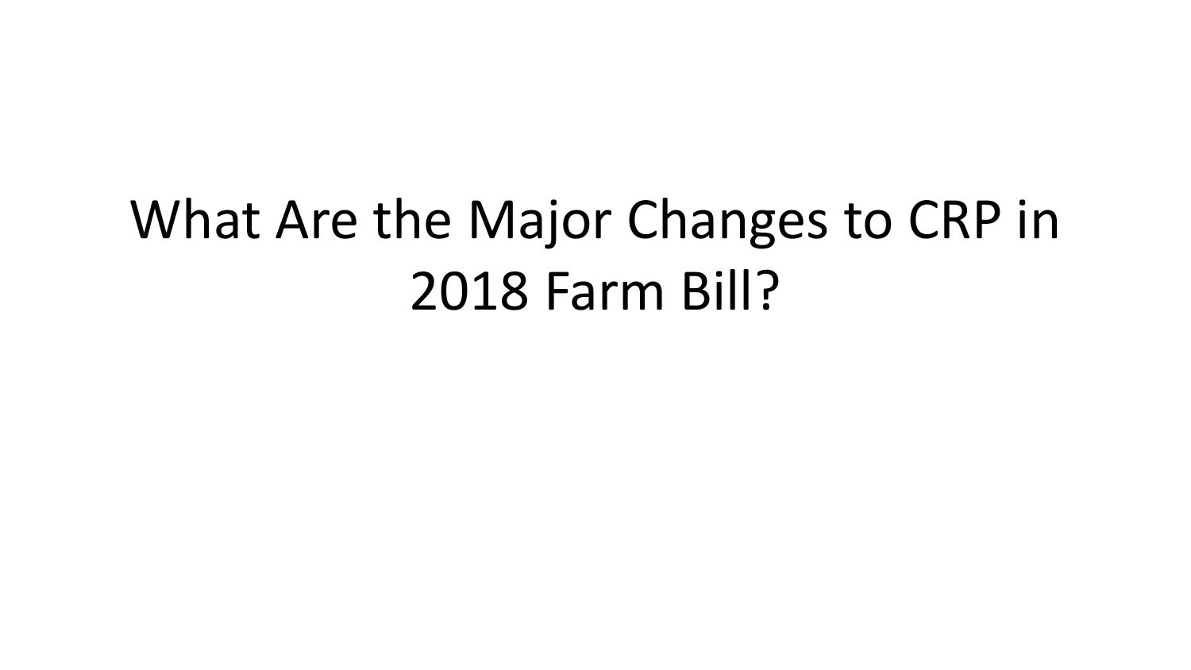# What Are the Major Changes to CRP in 2018 Farm Bill?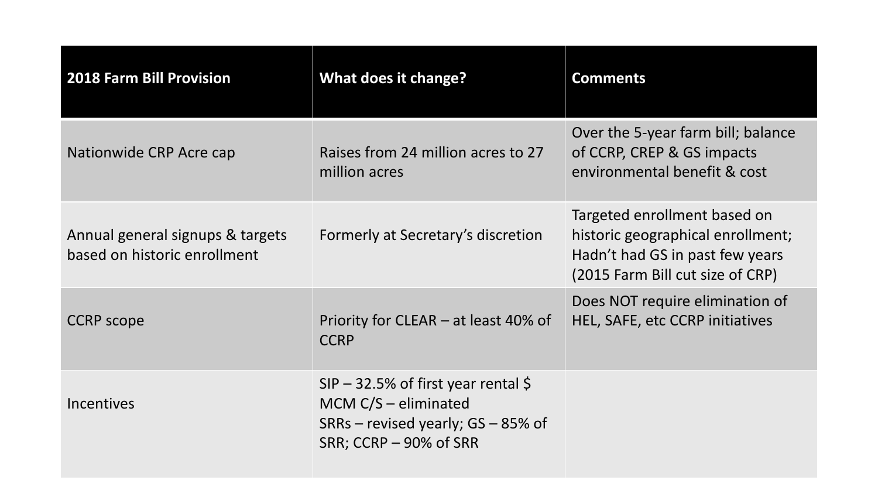| 2018 Farm Bill Provision | What does it change? | Comments |
|---|---|---|
| Nationwide CRP Acre cap | Raises from 24 million acres to 27 million acres | Over the 5-year farm bill; balance of CCRP, CREP & GS impacts environmental benefit & cost |
| Annual general signups & targets based on historic enrollment | Formerly at Secretary's discretion | Targeted enrollment based on historic geographical enrollment; Hadn't had GS in past few years (2015 Farm Bill cut size of CRP) |
| CCRP scope | Priority for CLEAR – at least 40% of CCRP | Does NOT require elimination of HEL, SAFE, etc CCRP initiatives |
| Incentives | SIP – 32.5% of first year rental $<br>MCM C/S – eliminated<br>SRRs – revised yearly; GS – 85% of SRR; CCRP – 90% of SRR | |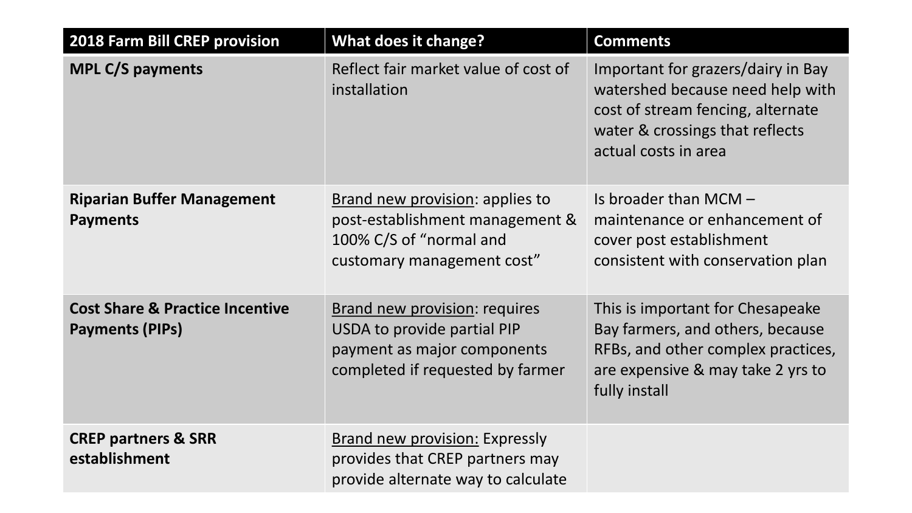| 2018 Farm Bill CREP provision | What does it change? | Comments |
| --- | --- | --- |
| **MPL C/S payments** | Reflect fair market value of cost of installation | Important for grazers/dairy in Bay watershed because need help with cost of stream fencing, alternate water & crossings that reflects actual costs in area |
| **Riparian Buffer Management Payments** | <u>Brand new provision</u>: applies to post-establishment management & 100% C/S of "normal and customary management cost" | Is broader than MCM – maintenance or enhancement of cover post establishment consistent with conservation plan |
| **Cost Share & Practice Incentive Payments (PIPs)** | <u>Brand new provision</u>: requires USDA to provide partial PIP payment as major components completed if requested by farmer | This is important for Chesapeake Bay farmers, and others, because RFBs, and other complex practices, are expensive & may take 2 yrs to fully install |
| **CREP partners & SRR establishment** | <u>Brand new provision:</u> Expressly provides that CREP partners may provide alternate way to calculate | |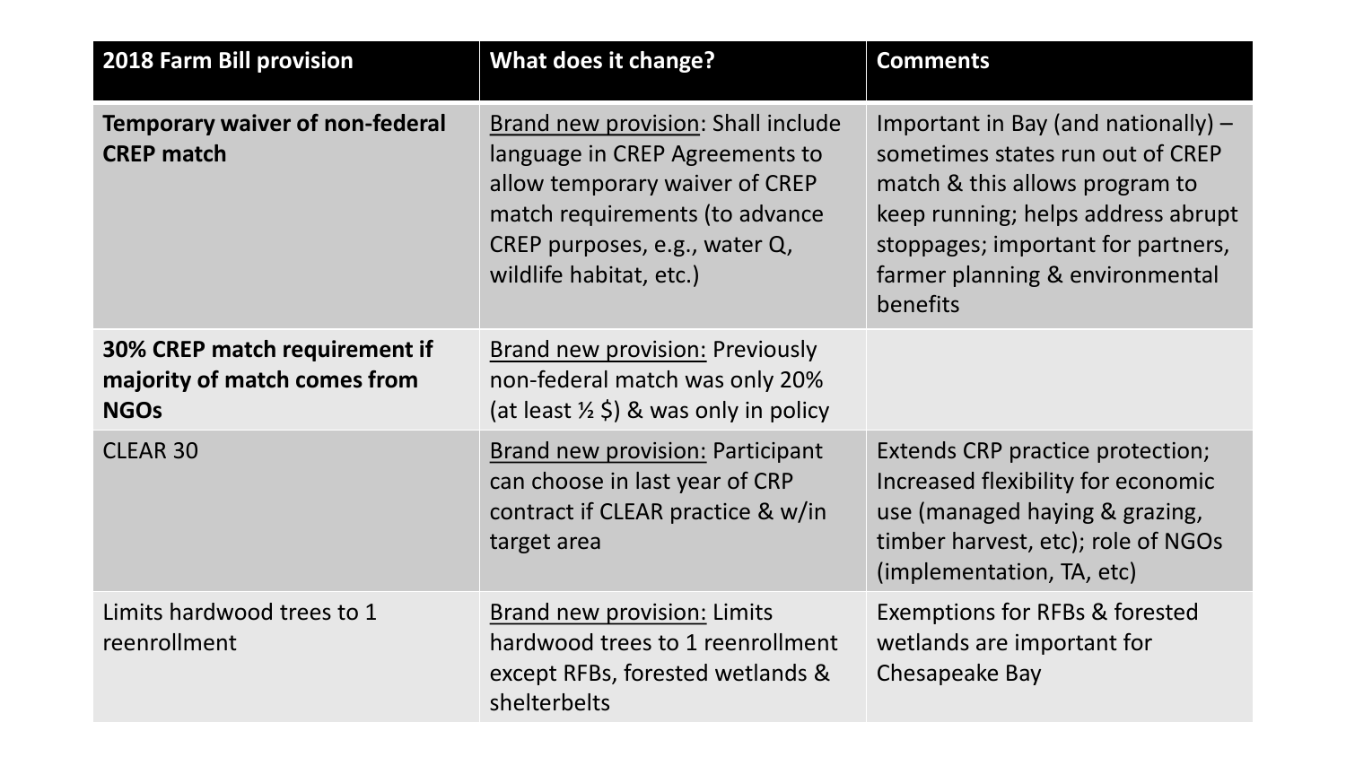| 2018 Farm Bill provision | What does it change? | Comments |
| --- | --- | --- |
| **Temporary waiver of non-federal CREP match** | Brand new provision: Shall include language in CREP Agreements to allow temporary waiver of CREP match requirements (to advance CREP purposes, e.g., water Q, wildlife habitat, etc.) | Important in Bay (and nationally) – sometimes states run out of CREP match & this allows program to keep running; helps address abrupt stoppages; important for partners, farmer planning & environmental benefits |
| **30% CREP match requirement if majority of match comes from NGOs** | Brand new provision: Previously non-federal match was only 20% (at least ½ $) & was only in policy | |
| CLEAR 30 | Brand new provision: Participant can choose in last year of CRP contract if CLEAR practice & w/in target area | Extends CRP practice protection; Increased flexibility for economic use (managed haying & grazing, timber harvest, etc); role of NGOs (implementation, TA, etc) |
| Limits hardwood trees to 1 reenrollment | Brand new provision: Limits hardwood trees to 1 reenrollment except RFBs, forested wetlands & shelterbelts | Exemptions for RFBs & forested wetlands are important for Chesapeake Bay |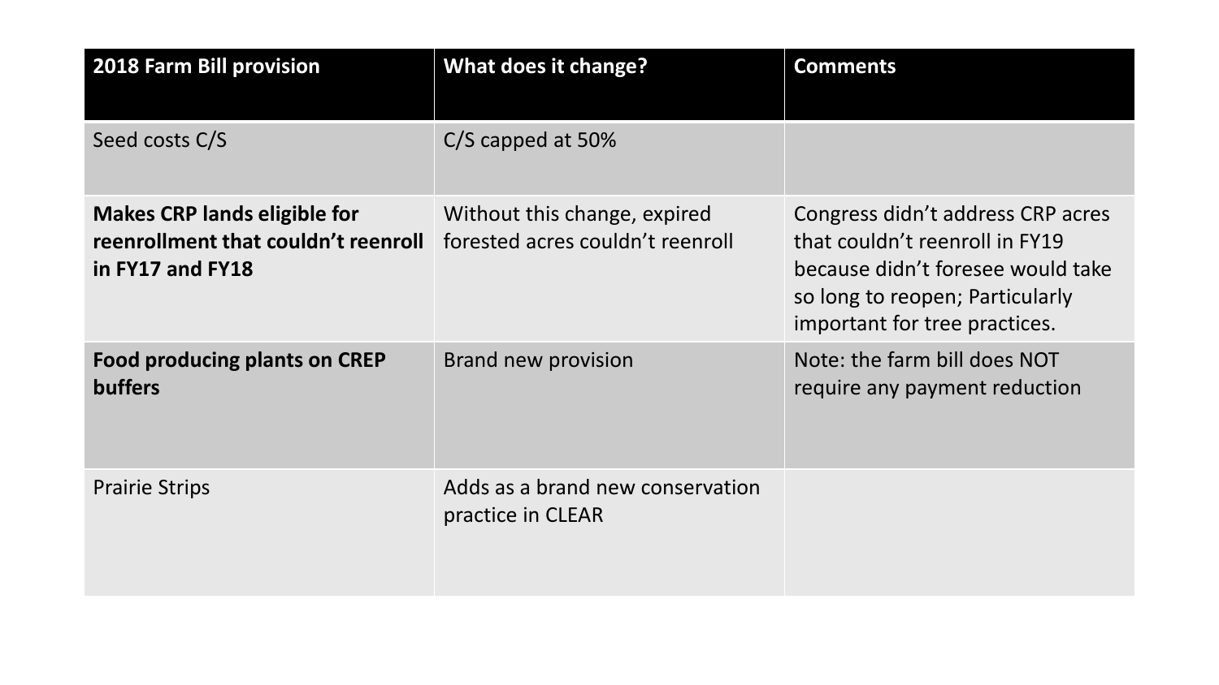| 2018 Farm Bill provision | What does it change? | Comments |
| --- | --- | --- |
| Seed costs C/S | C/S capped at 50% | |
| **Makes CRP lands eligible for reenrollment that couldn't reenroll in FY17 and FY18** | Without this change, expired forested acres couldn't reenroll | Congress didn't address CRP acres that couldn't reenroll in FY19 because didn't foresee would take so long to reopen; Particularly important for tree practices. |
| **Food producing plants on CREP buffers** | Brand new provision | Note: the farm bill does NOT require any payment reduction |
| Prairie Strips | Adds as a brand new conservation practice in CLEAR | |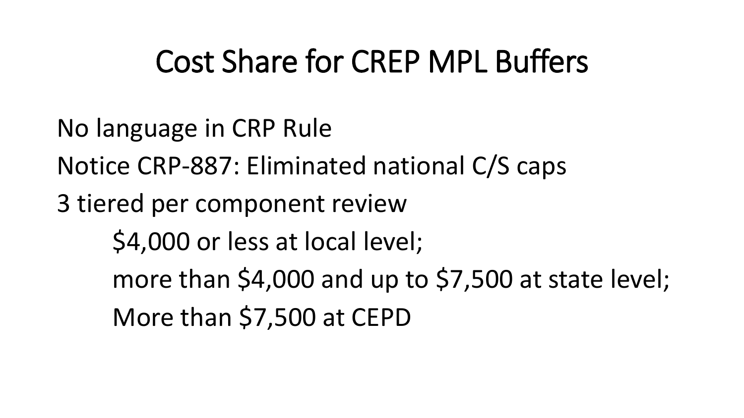# Cost Share for CREP MPL Buffers

No language in CRP Rule

Notice CRP-887: Eliminated national C/S caps

3 tiered per component review

- $4,000 or less at local level;
- more than $4,000 and up to $7,500 at state level;
- More than $7,500 at CEPD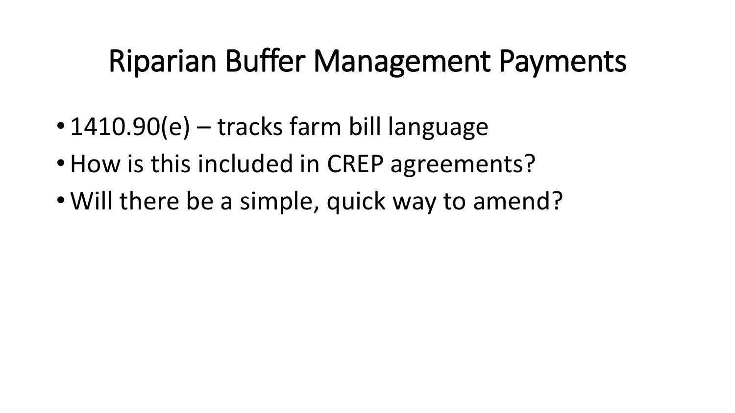# Riparian Buffer Management Payments

- 1410.90(e) – tracks farm bill language
- How is this included in CREP agreements?
- Will there be a simple, quick way to amend?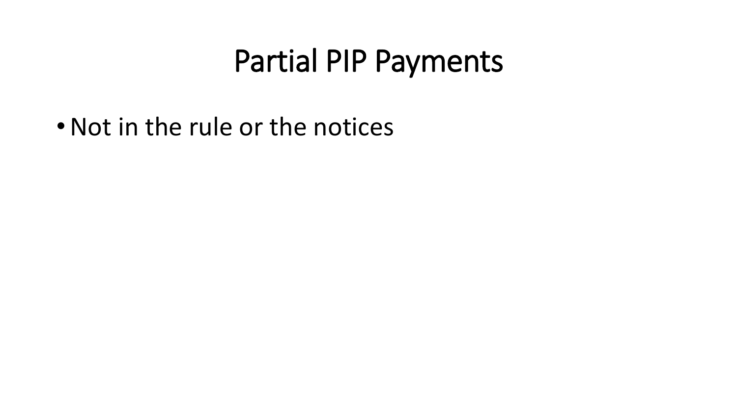# Partial PIP Payments

- Not in the rule or the notices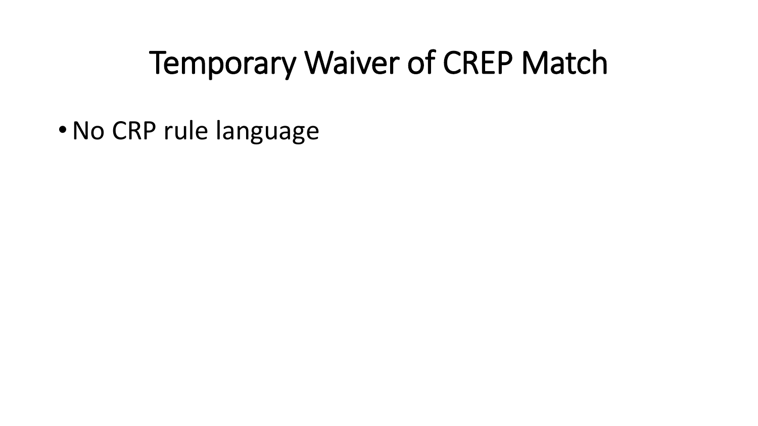# Temporary Waiver of CREP Match

- No CRP rule language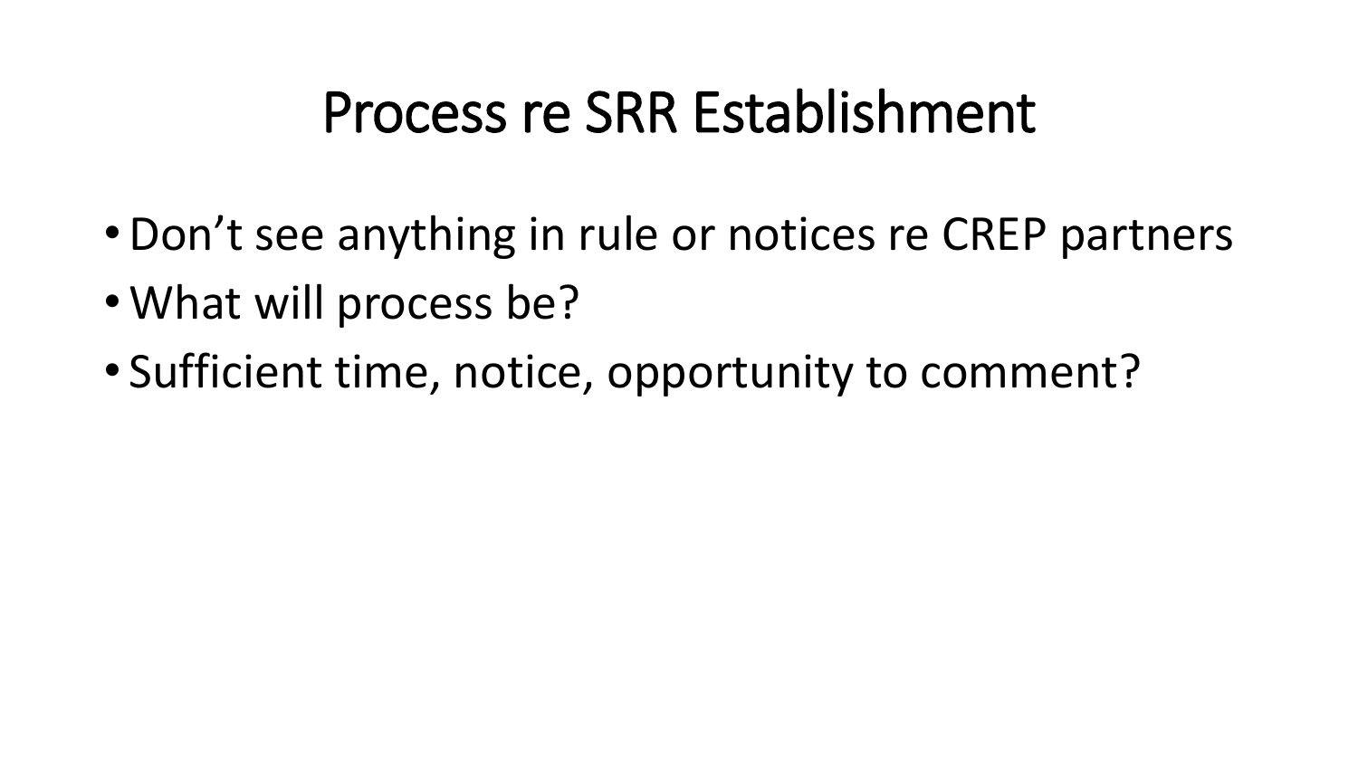# Process re SRR Establishment

- Don’t see anything in rule or notices re CREP partners
- What will process be?
- Sufficient time, notice, opportunity to comment?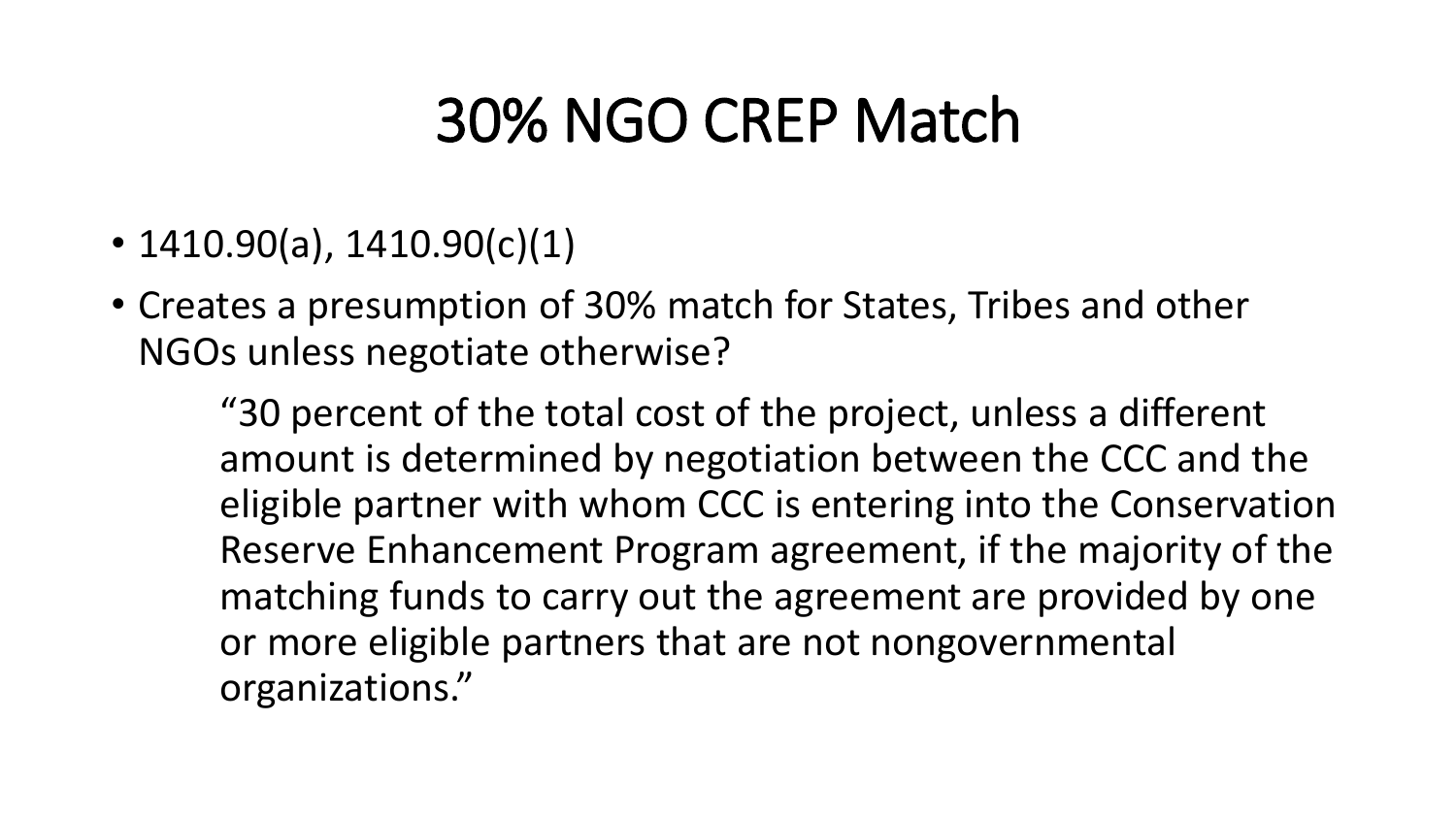# 30% NGO CREP Match

- 1410.90(a), 1410.90(c)(1)
- Creates a presumption of 30% match for States, Tribes and other NGOs unless negotiate otherwise?

> "30 percent of the total cost of the project, unless a different amount is determined by negotiation between the CCC and the eligible partner with whom CCC is entering into the Conservation Reserve Enhancement Program agreement, if the majority of the matching funds to carry out the agreement are provided by one or more eligible partners that are not nongovernmental organizations."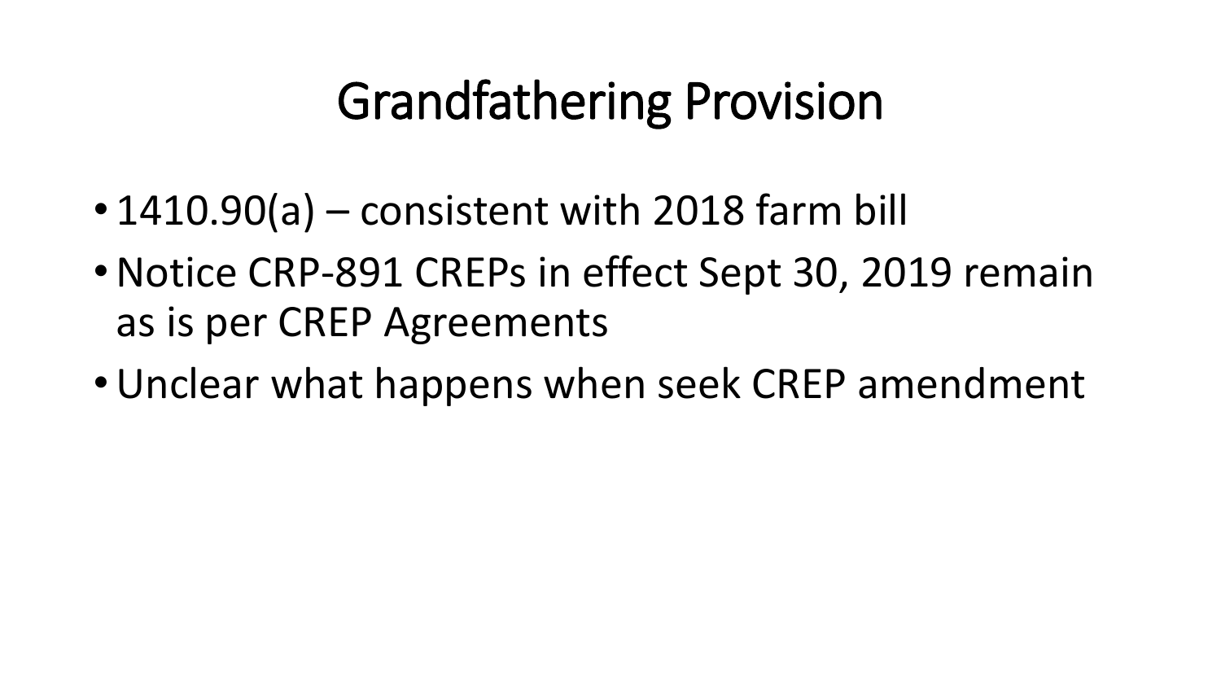# Grandfathering Provision

- 1410.90(a) – consistent with 2018 farm bill
- Notice CRP-891 CREPs in effect Sept 30, 2019 remain as is per CREP Agreements
- Unclear what happens when seek CREP amendment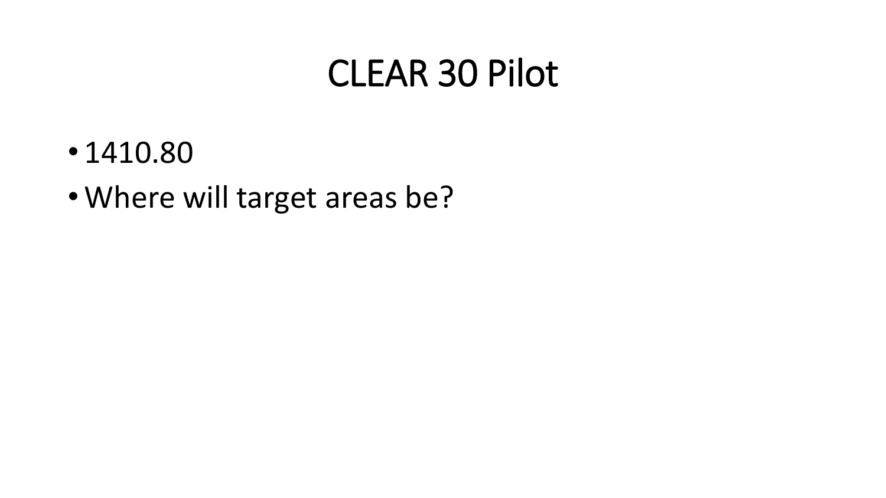# CLEAR 30 Pilot

- 1410.80
- Where will target areas be?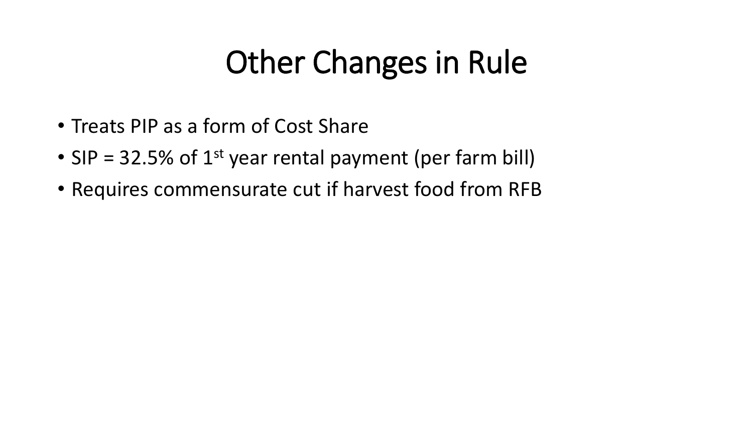# Other Changes in Rule

- Treats PIP as a form of Cost Share
- SIP = 32.5% of 1st year rental payment (per farm bill)
- Requires commensurate cut if harvest food from RFB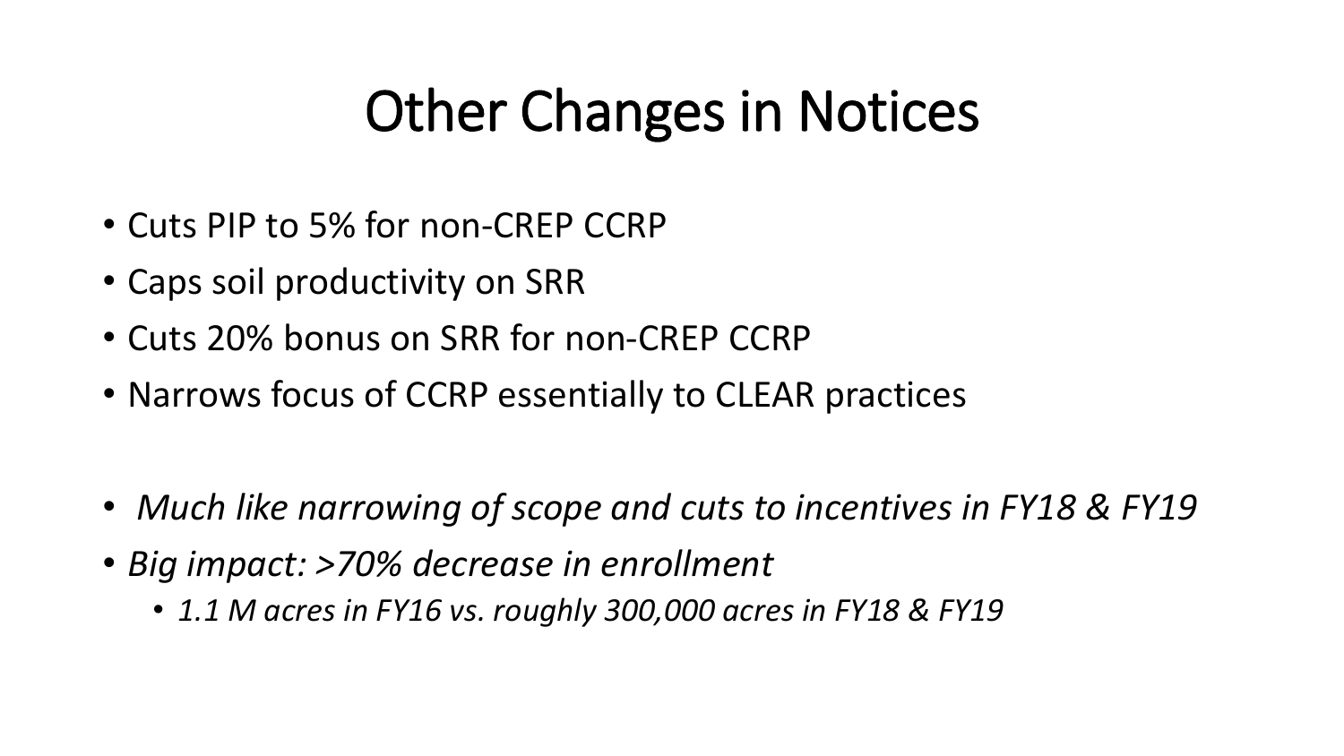# Other Changes in Notices

- Cuts PIP to 5% for non-CREP CCRP
- Caps soil productivity on SRR
- Cuts 20% bonus on SRR for non-CREP CCRP
- Narrows focus of CCRP essentially to CLEAR practices

- *Much like narrowing of scope and cuts to incentives in FY18 & FY19*
- *Big impact: >70% decrease in enrollment*
  - *1.1 M acres in FY16 vs. roughly 300,000 acres in FY18 & FY19*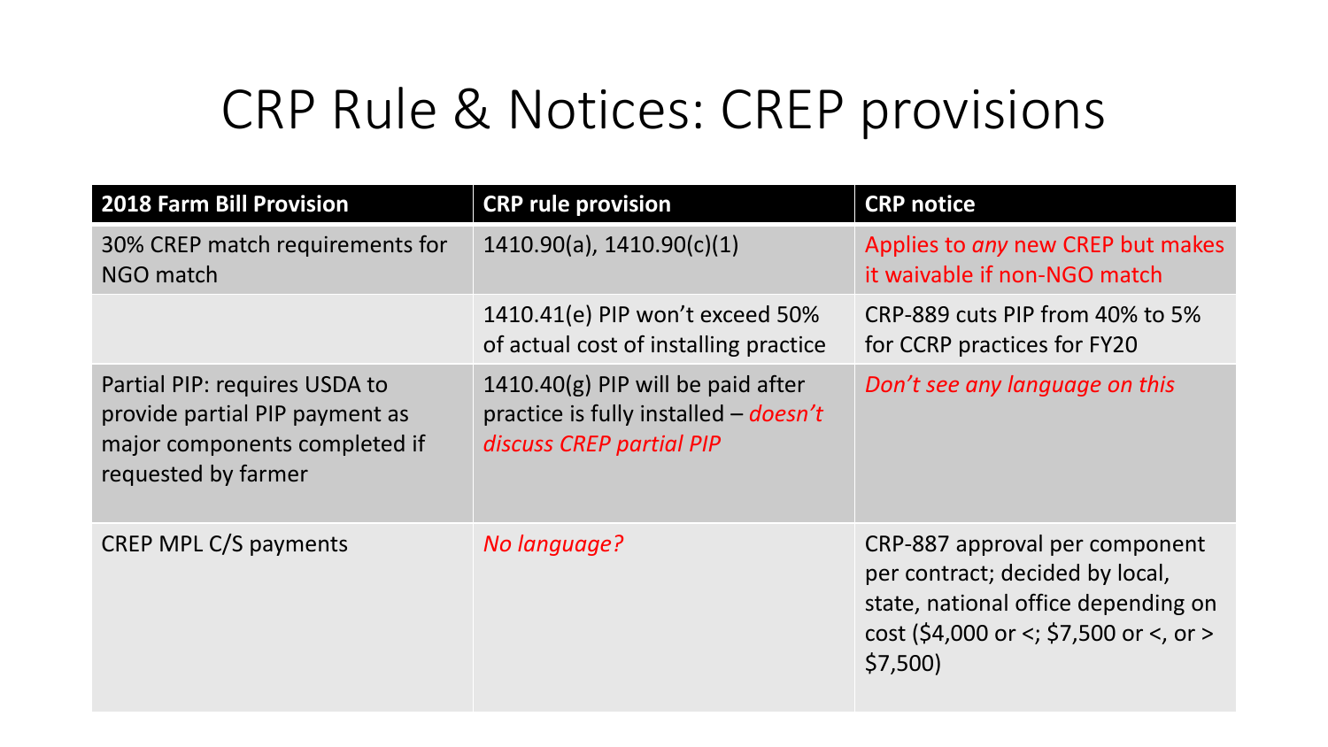# CRP Rule & Notices: CREP provisions

| 2018 Farm Bill Provision | CRP rule provision | CRP notice |
|---|---|---|
| 30% CREP match requirements for NGO match | 1410.90(a), 1410.90(c)(1) | Applies to *any* new CREP but makes it waivable if non-NGO match |
| | 1410.41(e) PIP won't exceed 50% of actual cost of installing practice | CRP-889 cuts PIP from 40% to 5% for CCRP practices for FY20 |
| Partial PIP: requires USDA to provide partial PIP payment as major components completed if requested by farmer | 1410.40(g) PIP will be paid after practice is fully installed – *doesn't discuss CREP partial PIP* | *Don't see any language on this* |
| CREP MPL C/S payments | *No language?* | CRP-887 approval per component per contract; decided by local, state, national office depending on cost ($4,000 or <; $7,500 or <, or > $7,500) |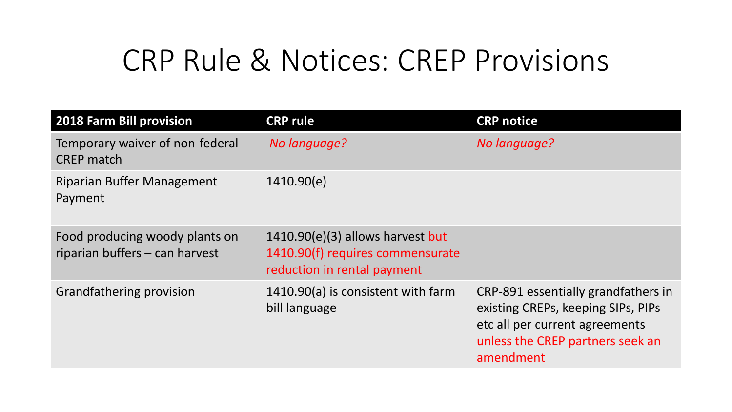# CRP Rule & Notices: CREP Provisions

| 2018 Farm Bill provision | CRP rule | CRP notice |
| --- | --- | --- |
| Temporary waiver of non-federal CREP match | *No language?* | *No language?* |
| Riparian Buffer Management Payment | 1410.90(e) | |
| Food producing woody plants on riparian buffers – can harvest | 1410.90(e)(3) allows harvest but 1410.90(f) requires commensurate reduction in rental payment | |
| Grandfathering provision | 1410.90(a) is consistent with farm bill language | CRP-891 essentially grandfathers in existing CREPs, keeping SIPs, PIPs etc all per current agreements unless the CREP partners seek an amendment |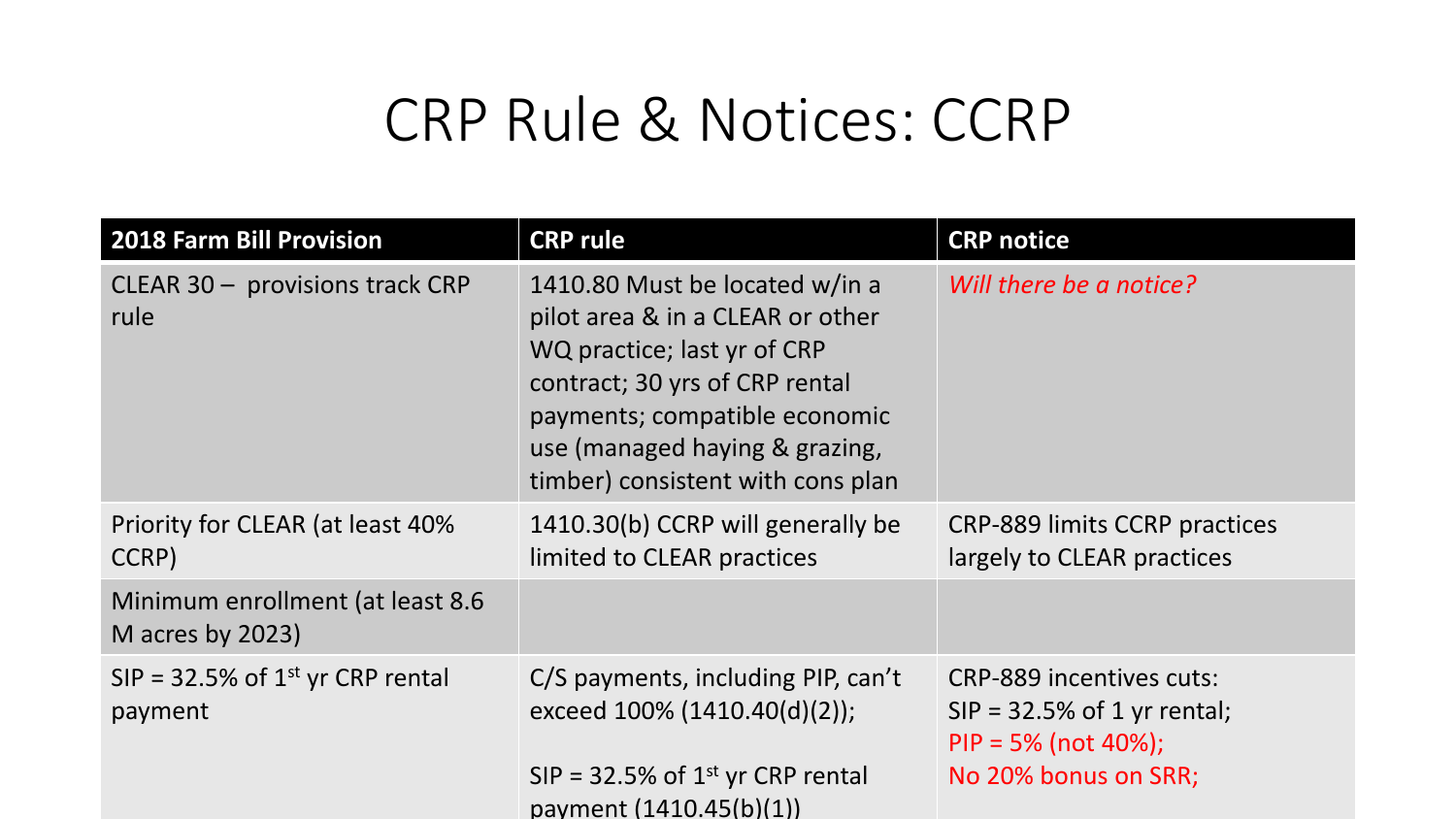# CRP Rule & Notices: CCRP

| 2018 Farm Bill Provision | CRP rule | CRP notice |
|---|---|---|
| CLEAR 30 – provisions track CRP rule | 1410.80 Must be located w/in a pilot area & in a CLEAR or other WQ practice; last yr of CRP contract; 30 yrs of CRP rental payments; compatible economic use (managed haying & grazing, timber) consistent with cons plan | *Will there be a notice?* |
| Priority for CLEAR (at least 40% CCRP) | 1410.30(b) CCRP will generally be limited to CLEAR practices | CRP-889 limits CCRP practices largely to CLEAR practices |
| Minimum enrollment (at least 8.6 M acres by 2023) | | |
| SIP = 32.5% of 1st yr CRP rental payment | C/S payments, including PIP, can't exceed 100% (1410.40(d)(2)); SIP = 32.5% of 1st yr CRP rental payment (1410.45(b)(1)) | CRP-889 incentives cuts: SIP = 32.5% of 1 yr rental; PIP = 5% (not 40%); No 20% bonus on SRR; |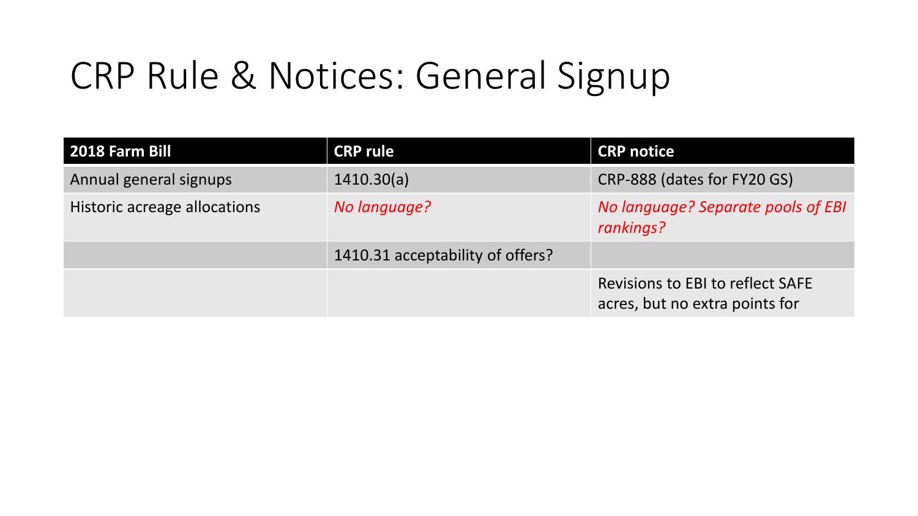# CRP Rule & Notices: General Signup

| 2018 Farm Bill | CRP rule | CRP notice |
| --- | --- | --- |
| Annual general signups | 1410.30(a) | CRP-888 (dates for FY20 GS) |
| Historic acreage allocations | *No language?* | *No language? Separate pools of EBI rankings?* |
| | 1410.31 acceptability of offers? | |
| | | Revisions to EBI to reflect SAFE acres, but no extra points for |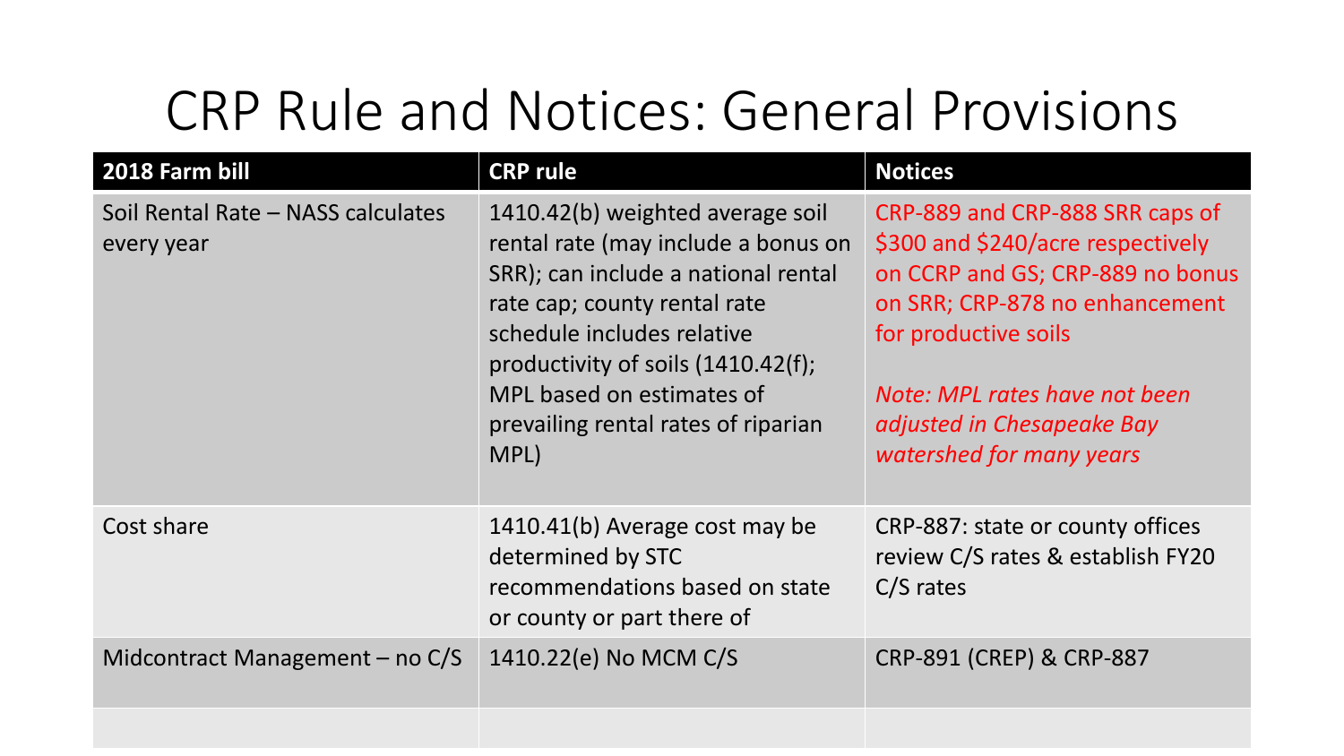# CRP Rule and Notices: General Provisions

| 2018 Farm bill | CRP rule | Notices |
|---|---|---|
| Soil Rental Rate – NASS calculates every year | 1410.42(b) weighted average soil rental rate (may include a bonus on SRR); can include a national rental rate cap; county rental rate schedule includes relative productivity of soils (1410.42(f); MPL based on estimates of prevailing rental rates of riparian MPL) | CRP-889 and CRP-888 SRR caps of $300 and $240/acre respectively on CCRP and GS; CRP-889 no bonus on SRR; CRP-878 no enhancement for productive soils<br><br>*Note: MPL rates have not been adjusted in Chesapeake Bay watershed for many years* |
| Cost share | 1410.41(b) Average cost may be determined by STC recommendations based on state or county or part there of | CRP-887: state or county offices review C/S rates & establish FY20 C/S rates |
| Midcontract Management – no C/S | 1410.22(e) No MCM C/S | CRP-891 (CREP) & CRP-887 |
| | | |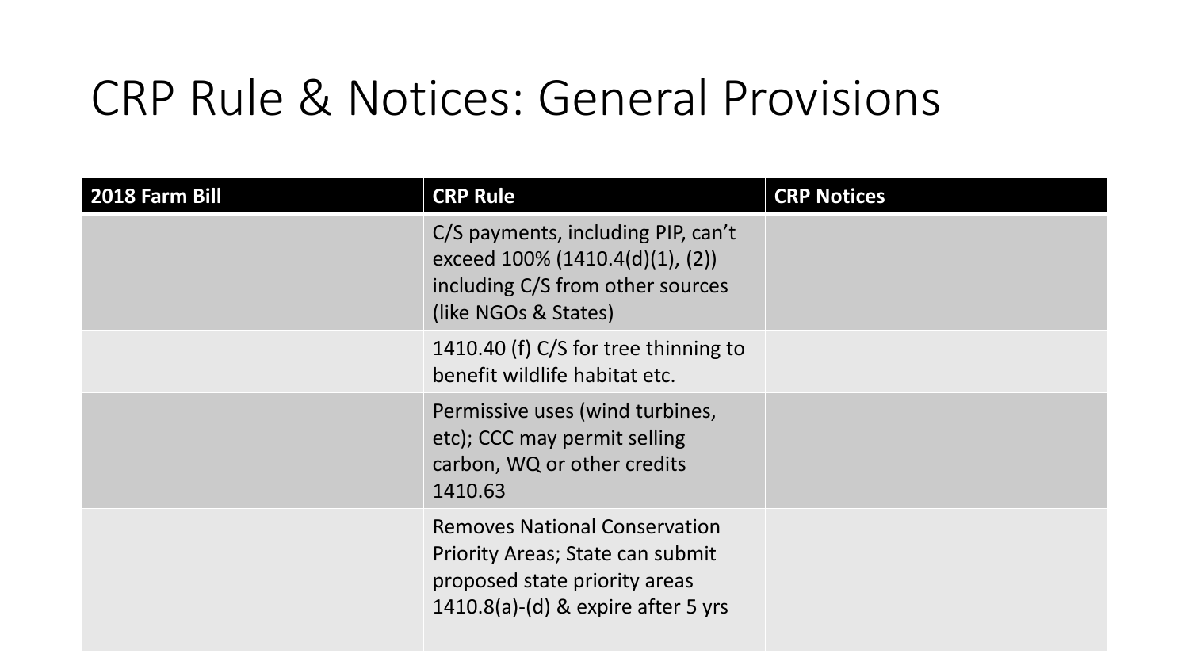# CRP Rule & Notices: General Provisions

| 2018 Farm Bill | CRP Rule | CRP Notices |
|---|---|---|
| | C/S payments, including PIP, can't exceed 100% (1410.4(d)(1), (2)) including C/S from other sources (like NGOs & States) | |
| | 1410.40 (f) C/S for tree thinning to benefit wildlife habitat etc. | |
| | Permissive uses (wind turbines, etc); CCC may permit selling carbon, WQ or other credits 1410.63 | |
| | Removes National Conservation Priority Areas; State can submit proposed state priority areas 1410.8(a)-(d) & expire after 5 yrs | |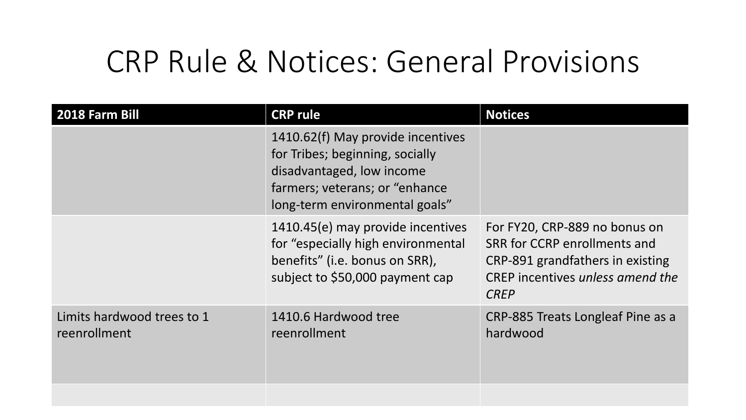# CRP Rule & Notices: General Provisions

| 2018 Farm Bill | CRP rule | Notices |
|---|---|---|
| | 1410.62(f) May provide incentives for Tribes; beginning, socially disadvantaged, low income farmers; veterans; or "enhance long-term environmental goals" | |
| | 1410.45(e) may provide incentives for "especially high environmental benefits" (i.e. bonus on SRR), subject to $50,000 payment cap | For FY20, CRP-889 no bonus on SRR for CCRP enrollments and CRP-891 grandfathers in existing CREP incentives *unless amend the CREP* |
| Limits hardwood trees to 1 reenrollment | 1410.6 Hardwood tree reenrollment | CRP-885 Treats Longleaf Pine as a hardwood |
| | | |